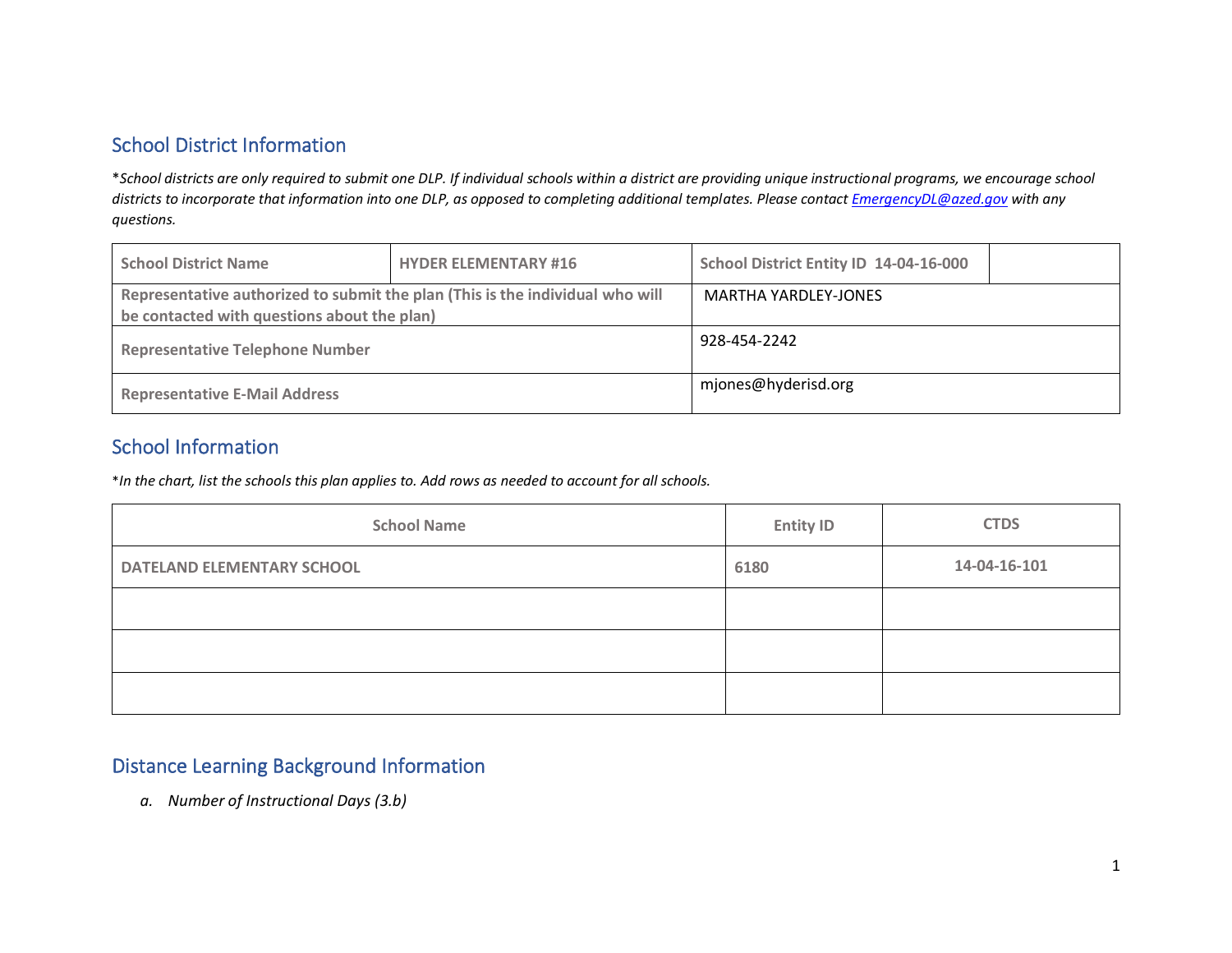## School District Information

*\*School districts are only required to submit one DLP. If individual schools within a district are providing unique instructional programs, we encourage school districts to incorporate that information into one DLP, as opposed to completing additional templates. Please contact [EmergencyDL@azed.gov](mailto:EmergencyDL@azed.gov) with any questions.*

| School District Name | HYDER ELEMENTARY #16 | School District Entity ID 14-04-16-000 | |
|---|---|---|---|
| Representative authorized to submit the plan (This is the individual who will be contacted with questions about the plan) | | MARTHA YARDLEY-JONES | |
| Representative Telephone Number | | 928-454-2242 | |
| Representative E-Mail Address | | mjones@hyderisd.org | |

## School Information

*\*In the chart, list the schools this plan applies to. Add rows as needed to account for all schools.*

| School Name | Entity ID | CTDS |
|---|---|---|
| DATELAND ELEMENTARY SCHOOL | 6180 | 14-04-16-101 |
| | | |
| | | |
| | | |

## Distance Learning Background Information

*a. Number of Instructional Days (3.b)*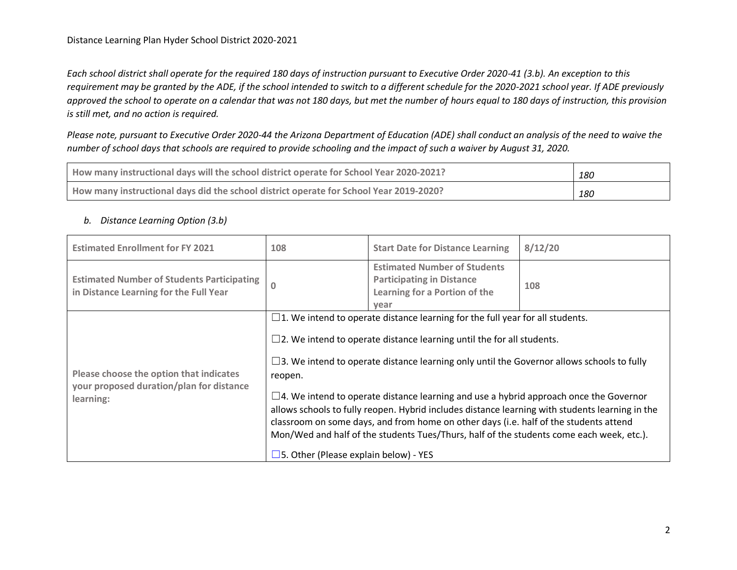*Each school district shall operate for the required 180 days of instruction pursuant to Executive Order 2020-41 (3.b). An exception to this requirement may be granted by the ADE, if the school intended to switch to a different schedule for the 2020-2021 school year. If ADE previously approved the school to operate on a calendar that was not 180 days, but met the number of hours equal to 180 days of instruction, this provision is still met, and no action is required.*

*Please note, pursuant to Executive Order 2020-44 the Arizona Department of Education (ADE) shall conduct an analysis of the need to waive the number of school days that schools are required to provide schooling and the impact of such a waiver by August 31, 2020.*

| | |
|---|---|
| **How many instructional days will the school district operate for School Year 2020-2021?** | *180* |
| **How many instructional days did the school district operate for School Year 2019-2020?** | *180* |

*b. Distance Learning Option (3.b)*

| | | | |
|---|---|---|---|
| **Estimated Enrollment for FY 2021** | 108 | **Start Date for Distance Learning** | 8/12/20 |
| **Estimated Number of Students Participating in Distance Learning for the Full Year** | 0 | **Estimated Number of Students Participating in Distance Learning for a Portion of the year** | 108 |
| **Please choose the option that indicates your proposed duration/plan for distance learning:** | ☐1. We intend to operate distance learning for the full year for all students.<br><br>☐2. We intend to operate distance learning until the for all students.<br><br>☐3. We intend to operate distance learning only until the Governor allows schools to fully reopen.<br><br>☐4. We intend to operate distance learning and use a hybrid approach once the Governor allows schools to fully reopen. Hybrid includes distance learning with students learning in the classroom on some days, and from home on other days (i.e. half of the students attend Mon/Wed and half of the students Tues/Thurs, half of the students come each week, etc.).<br><br>☐5. Other (Please explain below) - YES | | |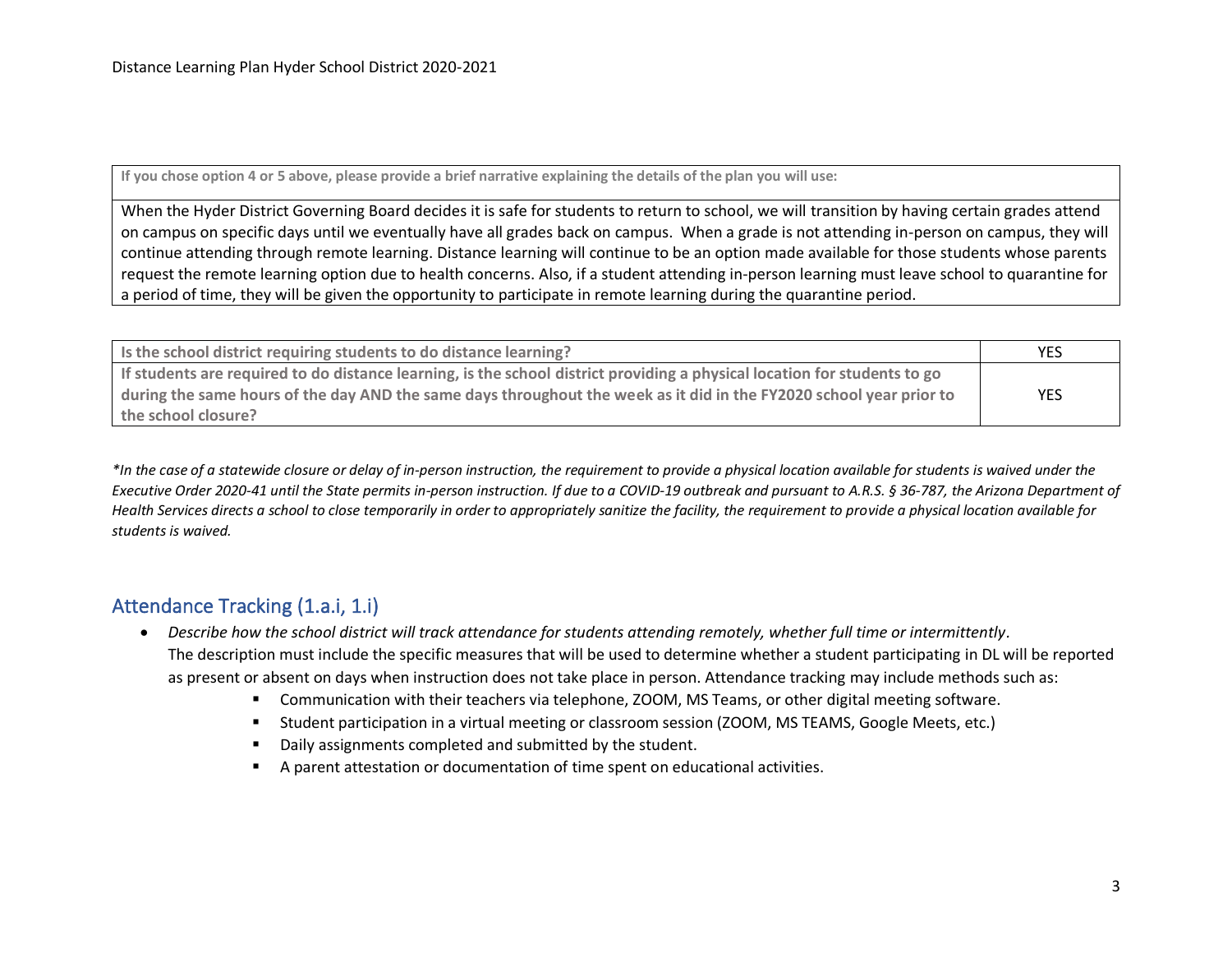| **If you chose option 4 or 5 above, please provide a brief narrative explaining the details of the plan you will use:** |
| --- |
| When the Hyder District Governing Board decides it is safe for students to return to school, we will transition by having certain grades attend on campus on specific days until we eventually have all grades back on campus. When a grade is not attending in-person on campus, they will continue attending through remote learning. Distance learning will continue to be an option made available for those students whose parents request the remote learning option due to health concerns. Also, if a student attending in-person learning must leave school to quarantine for a period of time, they will be given the opportunity to participate in remote learning during the quarantine period. |

| **Is the school district requiring students to do distance learning?** | YES |
| --- | --- |
| **If students are required to do distance learning, is the school district providing a physical location for students to go during the same hours of the day AND the same days throughout the week as it did in the FY2020 school year prior to the school closure?** | YES |

*\*In the case of a statewide closure or delay of in-person instruction, the requirement to provide a physical location available for students is waived under the Executive Order 2020-41 until the State permits in-person instruction. If due to a COVID-19 outbreak and pursuant to A.R.S. § 36-787, the Arizona Department of Health Services directs a school to close temporarily in order to appropriately sanitize the facility, the requirement to provide a physical location available for students is waived.*

## Attendance Tracking (1.a.i, 1.i)

- *Describe how the school district will track attendance for students attending remotely, whether full time or intermittently*. The description must include the specific measures that will be used to determine whether a student participating in DL will be reported as present or absent on days when instruction does not take place in person. Attendance tracking may include methods such as:
    - Communication with their teachers via telephone, ZOOM, MS Teams, or other digital meeting software.
    - Student participation in a virtual meeting or classroom session (ZOOM, MS TEAMS, Google Meets, etc.)
    - Daily assignments completed and submitted by the student.
    - A parent attestation or documentation of time spent on educational activities.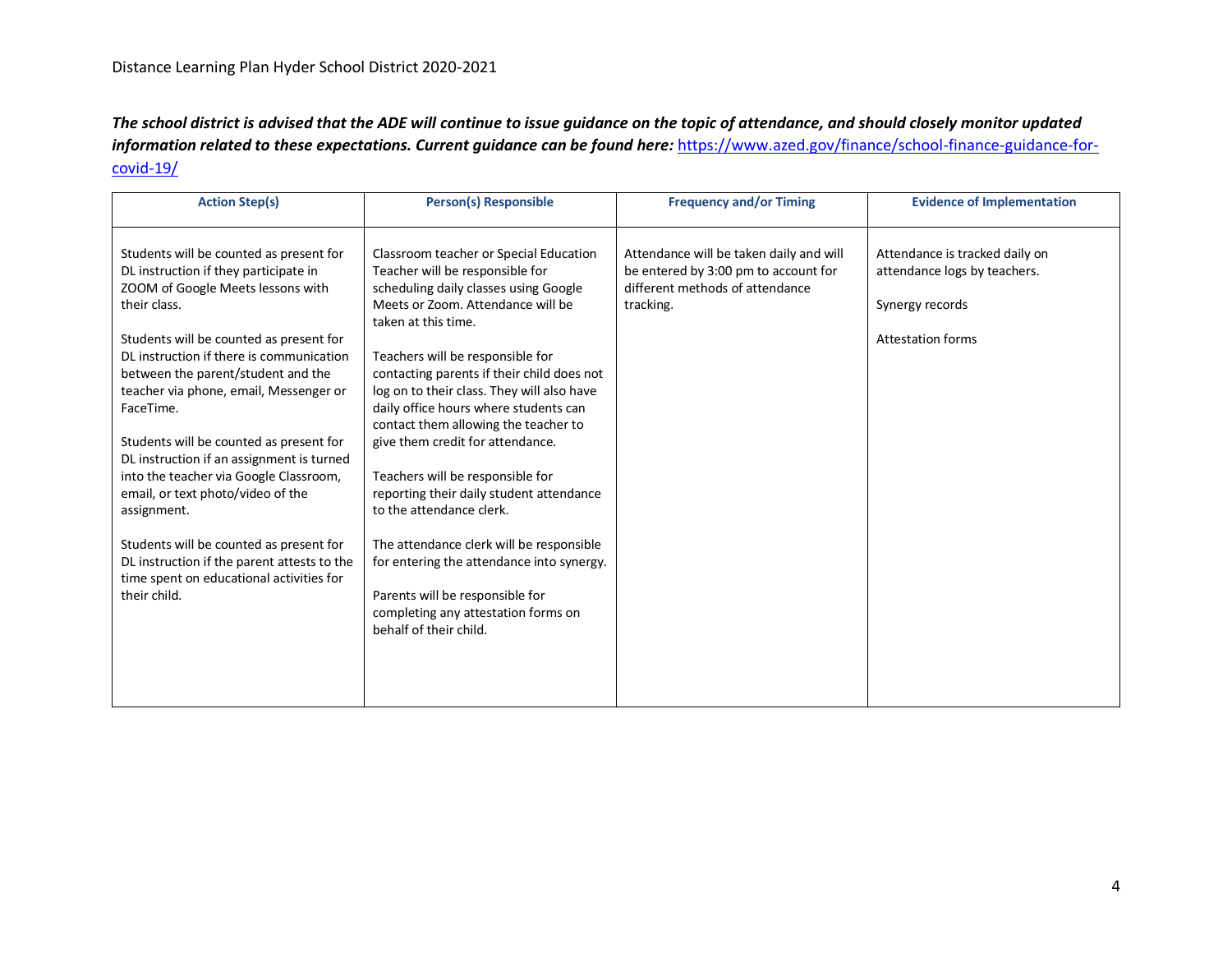***The school district is advised that the ADE will continue to issue guidance on the topic of attendance, and should closely monitor updated information related to these expectations. Current guidance can be found here:*** https://www.azed.gov/finance/school-finance-guidance-for-covid-19/

| Action Step(s) | Person(s) Responsible | Frequency and/or Timing | Evidence of Implementation |
|---|---|---|---|
| Students will be counted as present for DL instruction if they participate in ZOOM of Google Meets lessons with their class.<br><br>Students will be counted as present for DL instruction if there is communication between the parent/student and the teacher via phone, email, Messenger or FaceTime.<br><br>Students will be counted as present for DL instruction if an assignment is turned into the teacher via Google Classroom, email, or text photo/video of the assignment.<br><br>Students will be counted as present for DL instruction if the parent attests to the time spent on educational activities for their child. | Classroom teacher or Special Education Teacher will be responsible for scheduling daily classes using Google Meets or Zoom. Attendance will be taken at this time.<br><br>Teachers will be responsible for contacting parents if their child does not log on to their class. They will also have daily office hours where students can contact them allowing the teacher to give them credit for attendance.<br><br>Teachers will be responsible for reporting their daily student attendance to the attendance clerk.<br><br>The attendance clerk will be responsible for entering the attendance into synergy.<br><br>Parents will be responsible for completing any attestation forms on behalf of their child. | Attendance will be taken daily and will be entered by 3:00 pm to account for different methods of attendance tracking. | Attendance is tracked daily on attendance logs by teachers.<br><br>Synergy records<br><br>Attestation forms |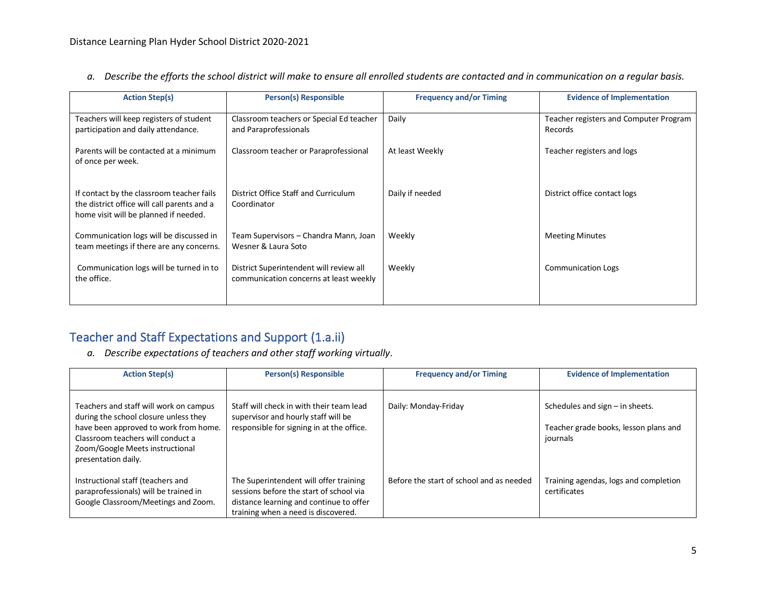*a. Describe the efforts the school district will make to ensure all enrolled students are contacted and in communication on a regular basis.*

| Action Step(s) | Person(s) Responsible | Frequency and/or Timing | Evidence of Implementation |
|---|---|---|---|
| Teachers will keep registers of student participation and daily attendance. | Classroom teachers or Special Ed teacher and Paraprofessionals | Daily | Teacher registers and Computer Program Records |
| Parents will be contacted at a minimum of once per week. | Classroom teacher or Paraprofessional | At least Weekly | Teacher registers and logs |
| If contact by the classroom teacher fails the district office will call parents and a home visit will be planned if needed. | District Office Staff and Curriculum Coordinator | Daily if needed | District office contact logs |
| Communication logs will be discussed in team meetings if there are any concerns. | Team Supervisors – Chandra Mann, Joan Wesner & Laura Soto | Weekly | Meeting Minutes |
| Communication logs will be turned in to the office. | District Superintendent will review all communication concerns at least weekly | Weekly | Communication Logs |

## Teacher and Staff Expectations and Support (1.a.ii)

*a. Describe expectations of teachers and other staff working virtually.*

| Action Step(s) | Person(s) Responsible | Frequency and/or Timing | Evidence of Implementation |
|---|---|---|---|
| Teachers and staff will work on campus during the school closure unless they have been approved to work from home. Classroom teachers will conduct a Zoom/Google Meets instructional presentation daily. | Staff will check in with their team lead supervisor and hourly staff will be responsible for signing in at the office. | Daily: Monday-Friday | Schedules and sign – in sheets.<br><br>Teacher grade books, lesson plans and journals |
| Instructional staff (teachers and paraprofessionals) will be trained in Google Classroom/Meetings and Zoom. | The Superintendent will offer training sessions before the start of school via distance learning and continue to offer training when a need is discovered. | Before the start of school and as needed | Training agendas, logs and completion certificates |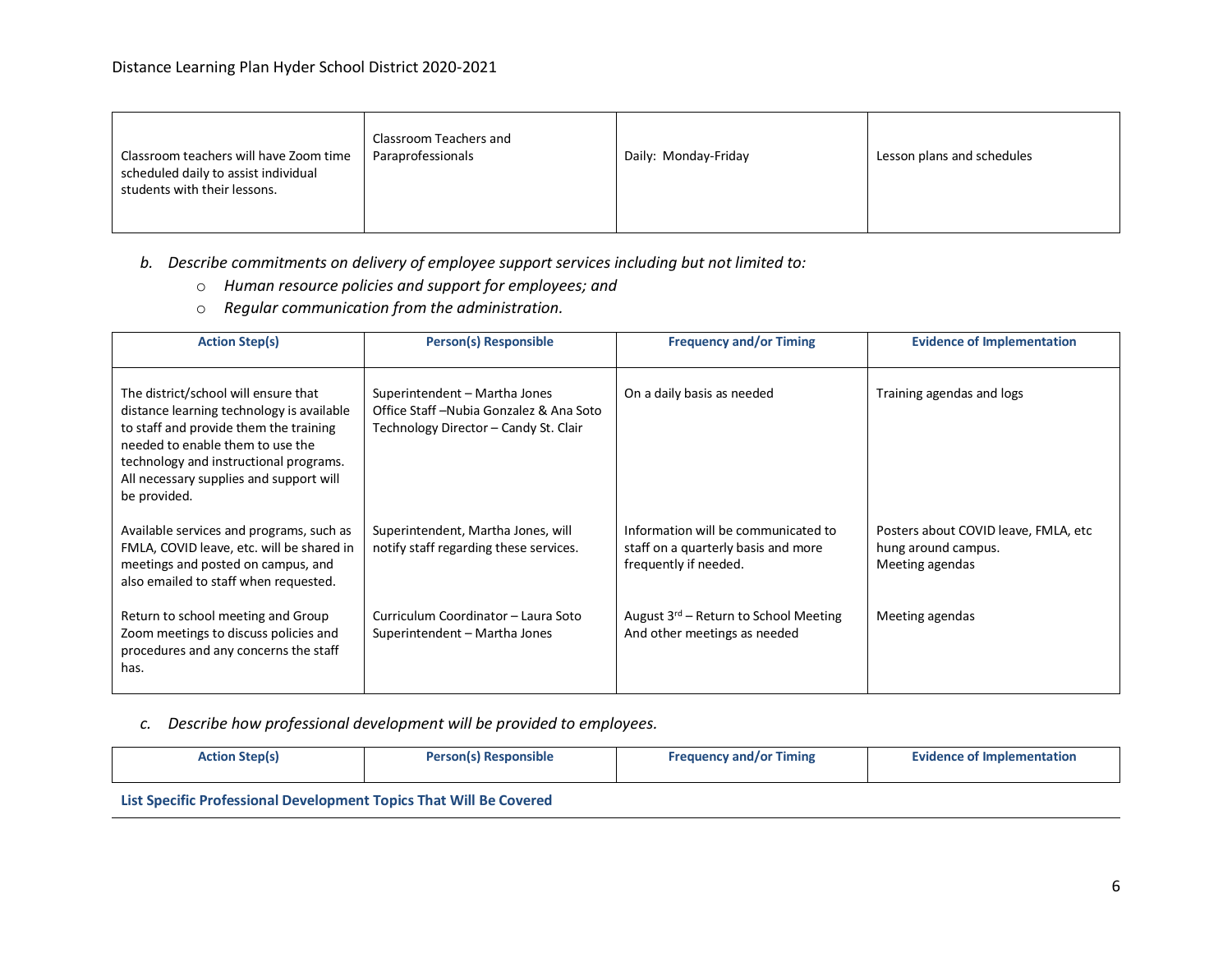| | | | |
|---|---|---|---|
| Classroom teachers will have Zoom time scheduled daily to assist individual students with their lessons. | Classroom Teachers and Paraprofessionals | Daily: Monday-Friday | Lesson plans and schedules |

b. *Describe commitments on delivery of employee support services including but not limited to:*
   - *Human resource policies and support for employees; and*
   - *Regular communication from the administration.*

| Action Step(s) | Person(s) Responsible | Frequency and/or Timing | Evidence of Implementation |
|---|---|---|---|
| The district/school will ensure that distance learning technology is available to staff and provide them the training needed to enable them to use the technology and instructional programs. All necessary supplies and support will be provided. | Superintendent – Martha Jones<br>Office Staff –Nubia Gonzalez & Ana Soto<br>Technology Director – Candy St. Clair | On a daily basis as needed | Training agendas and logs |
| Available services and programs, such as FMLA, COVID leave, etc. will be shared in meetings and posted on campus, and also emailed to staff when requested. | Superintendent, Martha Jones, will notify staff regarding these services. | Information will be communicated to staff on a quarterly basis and more frequently if needed. | Posters about COVID leave, FMLA, etc hung around campus.<br>Meeting agendas |
| Return to school meeting and Group Zoom meetings to discuss policies and procedures and any concerns the staff has. | Curriculum Coordinator – Laura Soto<br>Superintendent – Martha Jones | August 3rd – Return to School Meeting<br>And other meetings as needed | Meeting agendas |

c. *Describe how professional development will be provided to employees.*

| Action Step(s) | Person(s) Responsible | Frequency and/or Timing | Evidence of Implementation |
|---|---|---|---|
| **List Specific Professional Development Topics That Will Be Covered** | | | |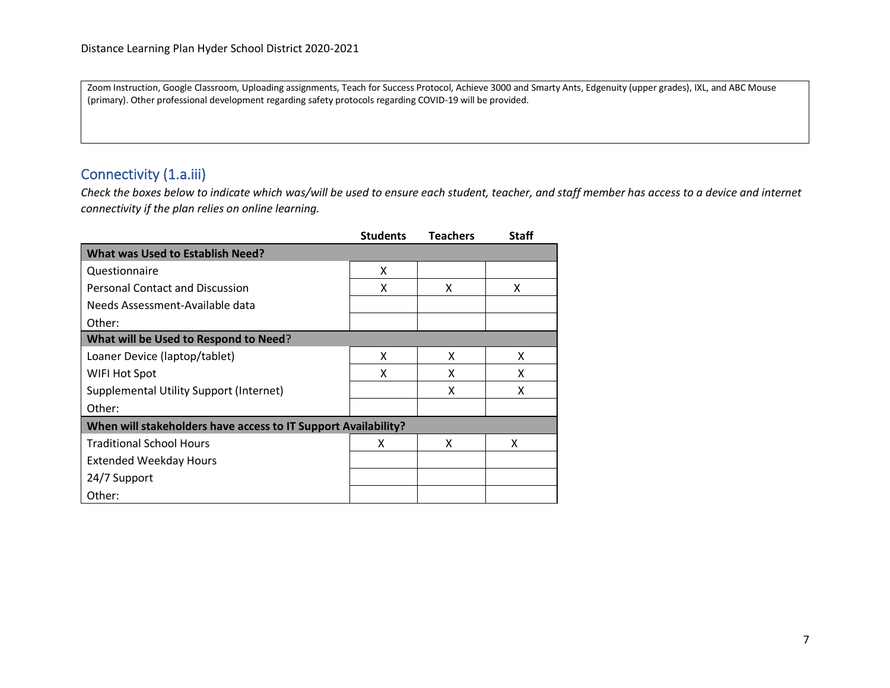Zoom Instruction, Google Classroom, Uploading assignments, Teach for Success Protocol, Achieve 3000 and Smarty Ants, Edgenuity (upper grades), IXL, and ABC Mouse (primary). Other professional development regarding safety protocols regarding COVID-19 will be provided.

## Connectivity (1.a.iii)

*Check the boxes below to indicate which was/will be used to ensure each student, teacher, and staff member has access to a device and internet connectivity if the plan relies on online learning.*

| | Students | Teachers | Staff |
|---|---|---|---|
| **What was Used to Establish Need?** | | | |
| Questionnaire | X | | |
| Personal Contact and Discussion | X | X | X |
| Needs Assessment-Available data | | | |
| Other: | | | |
| **What will be Used to Respond to Need?** | | | |
| Loaner Device (laptop/tablet) | X | X | X |
| WIFI Hot Spot | X | X | X |
| Supplemental Utility Support (Internet) | | X | X |
| Other: | | | |
| **When will stakeholders have access to IT Support Availability?** | | | |
| Traditional School Hours | X | X | X |
| Extended Weekday Hours | | | |
| 24/7 Support | | | |
| Other: | | | |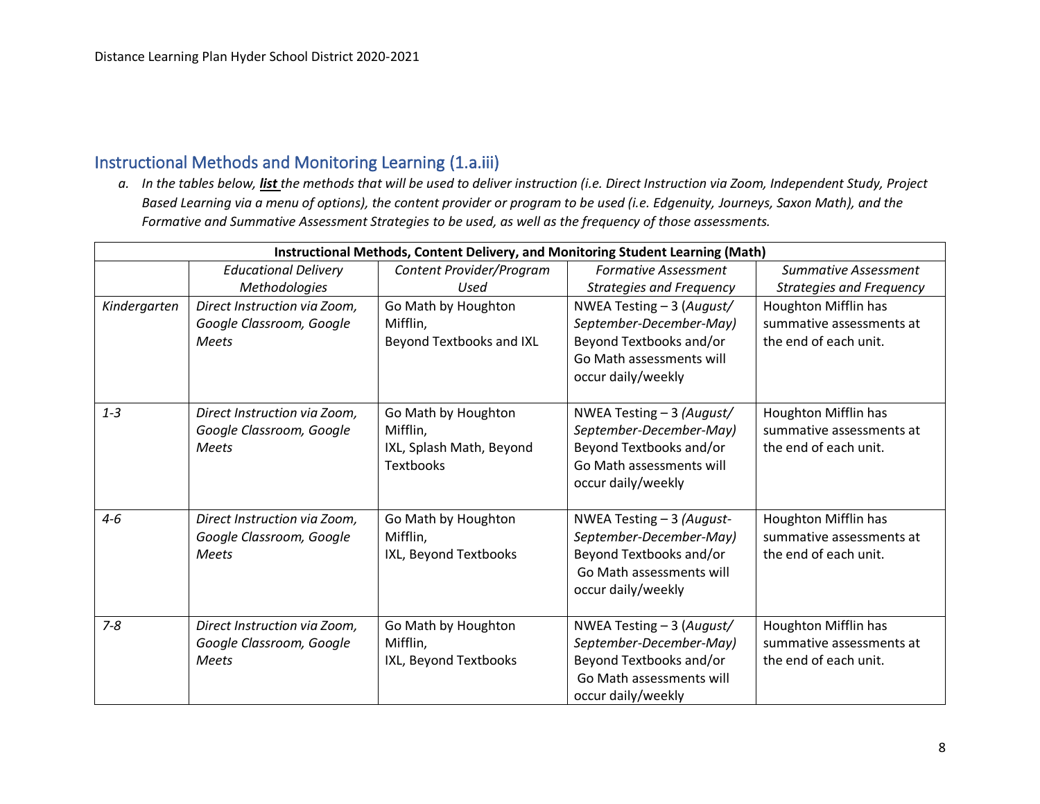## Instructional Methods and Monitoring Learning (1.a.iii)

a. *In the tables below,* ***list*** *the methods that will be used to deliver instruction (i.e. Direct Instruction via Zoom, Independent Study, Project Based Learning via a menu of options), the content provider or program to be used (i.e. Edgenuity, Journeys, Saxon Math), and the Formative and Summative Assessment Strategies to be used, as well as the frequency of those assessments.*

| **Instructional Methods, Content Delivery, and Monitoring Student Learning (Math)** | | | | |
|---|---|---|---|---|
| | *Educational Delivery Methodologies* | *Content Provider/Program Used* | *Formative Assessment Strategies and Frequency* | *Summative Assessment Strategies and Frequency* |
| *Kindergarten* | *Direct Instruction via Zoom, Google Classroom, Google Meets* | Go Math by Houghton Mifflin,<br>Beyond Textbooks and IXL | NWEA Testing – 3 (*August/ September-December-May)*<br>Beyond Textbooks and/or Go Math assessments will occur daily/weekly | Houghton Mifflin has summative assessments at the end of each unit. |
| *1-3* | *Direct Instruction via Zoom, Google Classroom, Google Meets* | Go Math by Houghton Mifflin,<br>IXL, Splash Math, Beyond Textbooks | NWEA Testing – 3 *(August/ September-December-May)*<br>Beyond Textbooks and/or Go Math assessments will occur daily/weekly | Houghton Mifflin has summative assessments at the end of each unit. |
| *4-6* | *Direct Instruction via Zoom, Google Classroom, Google Meets* | Go Math by Houghton Mifflin,<br>IXL, Beyond Textbooks | NWEA Testing – 3 *(August-September-December-May)*<br>Beyond Textbooks and/or Go Math assessments will occur daily/weekly | Houghton Mifflin has summative assessments at the end of each unit. |
| *7-8* | *Direct Instruction via Zoom, Google Classroom, Google Meets* | Go Math by Houghton Mifflin,<br>IXL, Beyond Textbooks | NWEA Testing – 3 (*August/ September-December-May)*<br>Beyond Textbooks and/or Go Math assessments will occur daily/weekly | Houghton Mifflin has summative assessments at the end of each unit. |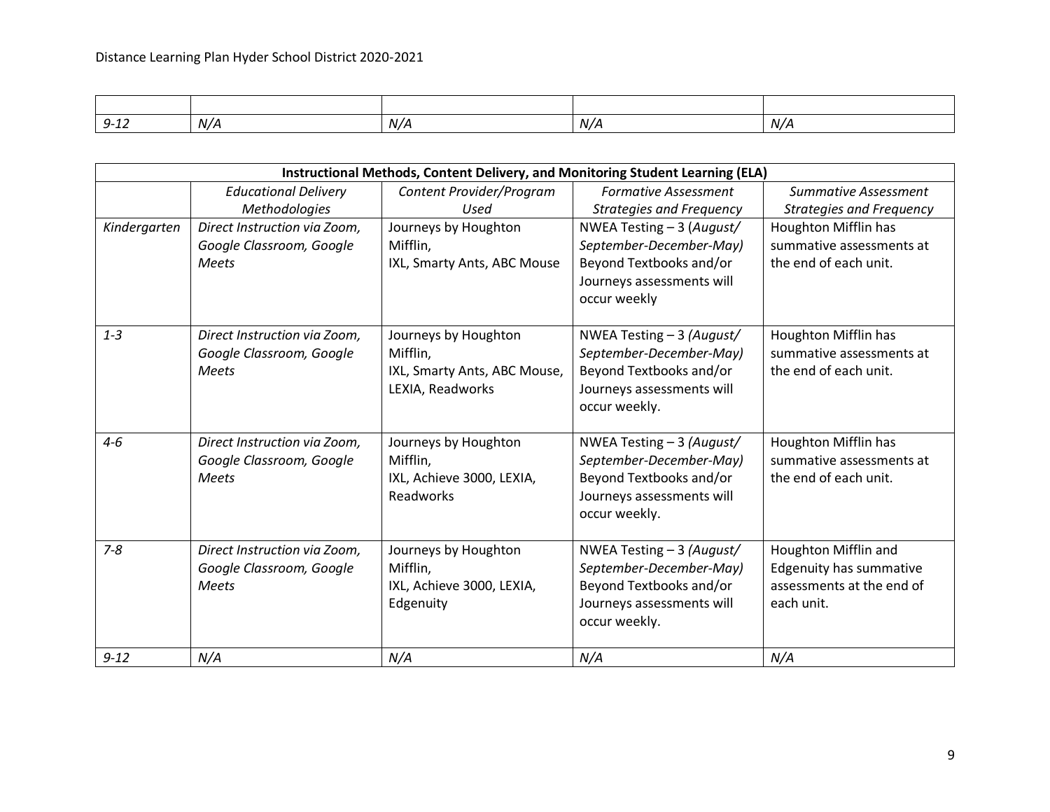| | | | | |
|---|---|---|---|---|
| *9-12* | *N/A* | *N/A* | *N/A* | *N/A* |

| **Instructional Methods, Content Delivery, and Monitoring Student Learning (ELA)** | | | | |
|---|---|---|---|---|
| | *Educational Delivery Methodologies* | *Content Provider/Program Used* | *Formative Assessment Strategies and Frequency* | *Summative Assessment Strategies and Frequency* |
| *Kindergarten* | *Direct Instruction via Zoom, Google Classroom, Google Meets* | Journeys by Houghton Mifflin, IXL, Smarty Ants, ABC Mouse | NWEA Testing – 3 (*August/ September-December-May)* Beyond Textbooks and/or Journeys assessments will occur weekly | Houghton Mifflin has summative assessments at the end of each unit. |
| *1-3* | *Direct Instruction via Zoom, Google Classroom, Google Meets* | Journeys by Houghton Mifflin, IXL, Smarty Ants, ABC Mouse, LEXIA, Readworks | NWEA Testing – 3 *(August/ September-December-May)* Beyond Textbooks and/or Journeys assessments will occur weekly. | Houghton Mifflin has summative assessments at the end of each unit. |
| *4-6* | *Direct Instruction via Zoom, Google Classroom, Google Meets* | Journeys by Houghton Mifflin, IXL, Achieve 3000, LEXIA, Readworks | NWEA Testing – 3 *(August/ September-December-May)* Beyond Textbooks and/or Journeys assessments will occur weekly. | Houghton Mifflin has summative assessments at the end of each unit. |
| *7-8* | *Direct Instruction via Zoom, Google Classroom, Google Meets* | Journeys by Houghton Mifflin, IXL, Achieve 3000, LEXIA, Edgenuity | NWEA Testing – 3 *(August/ September-December-May)* Beyond Textbooks and/or Journeys assessments will occur weekly. | Houghton Mifflin and Edgenuity has summative assessments at the end of each unit. |
| *9-12* | *N/A* | *N/A* | *N/A* | *N/A* |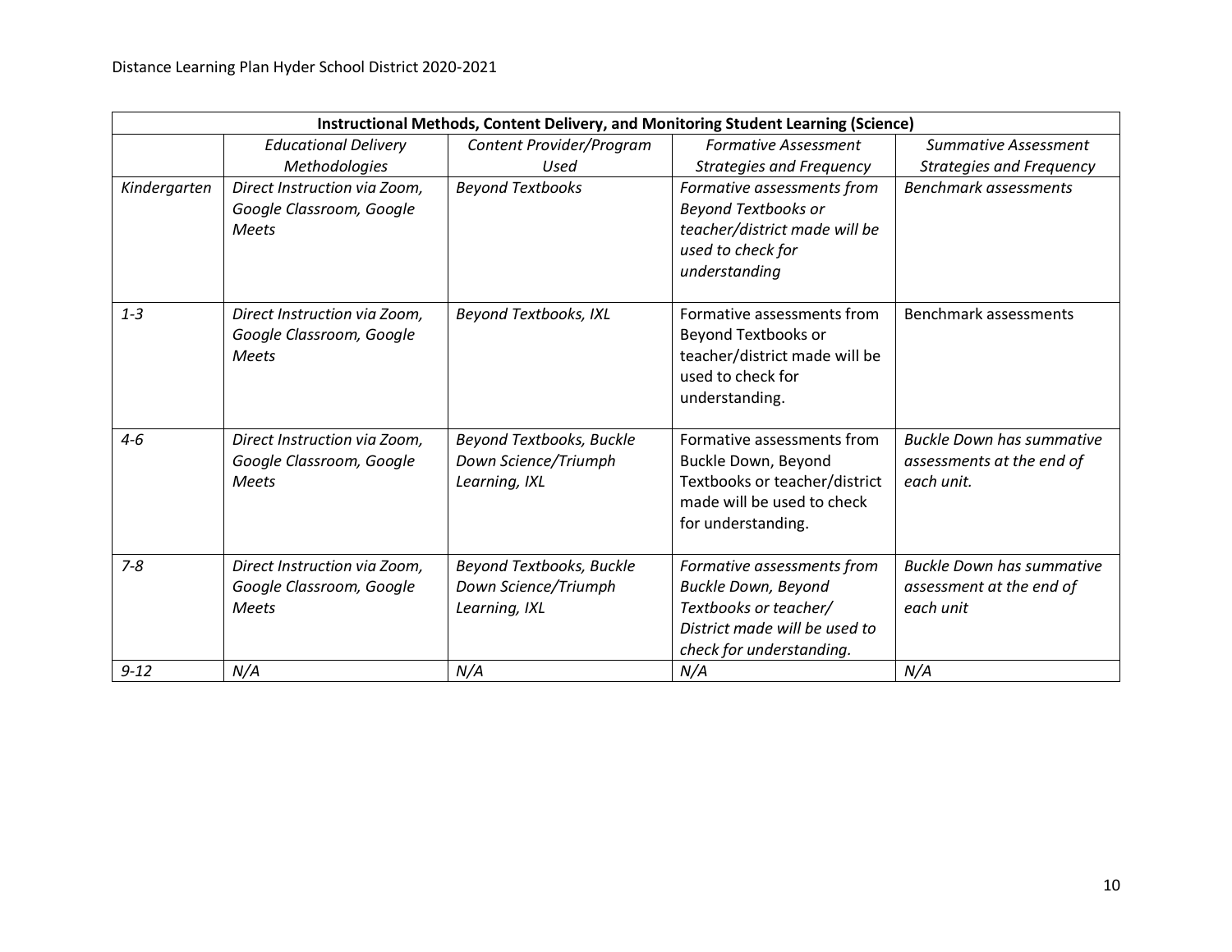| Instructional Methods, Content Delivery, and Monitoring Student Learning (Science) | | | | |
|---|---|---|---|---|
| | *Educational Delivery Methodologies* | *Content Provider/Program Used* | *Formative Assessment Strategies and Frequency* | *Summative Assessment Strategies and Frequency* |
| *Kindergarten* | *Direct Instruction via Zoom, Google Classroom, Google Meets* | *Beyond Textbooks* | *Formative assessments from Beyond Textbooks or teacher/district made will be used to check for understanding* | *Benchmark assessments* |
| *1-3* | *Direct Instruction via Zoom, Google Classroom, Google Meets* | *Beyond Textbooks, IXL* | Formative assessments from Beyond Textbooks or teacher/district made will be used to check for understanding. | Benchmark assessments |
| *4-6* | *Direct Instruction via Zoom, Google Classroom, Google Meets* | *Beyond Textbooks, Buckle Down Science/Triumph Learning, IXL* | Formative assessments from Buckle Down, Beyond Textbooks or teacher/district made will be used to check for understanding. | *Buckle Down has summative assessments at the end of each unit.* |
| *7-8* | *Direct Instruction via Zoom, Google Classroom, Google Meets* | *Beyond Textbooks, Buckle Down Science/Triumph Learning, IXL* | *Formative assessments from Buckle Down, Beyond Textbooks or teacher/ District made will be used to check for understanding.* | *Buckle Down has summative assessment at the end of each unit* |
| *9-12* | *N/A* | *N/A* | *N/A* | *N/A* |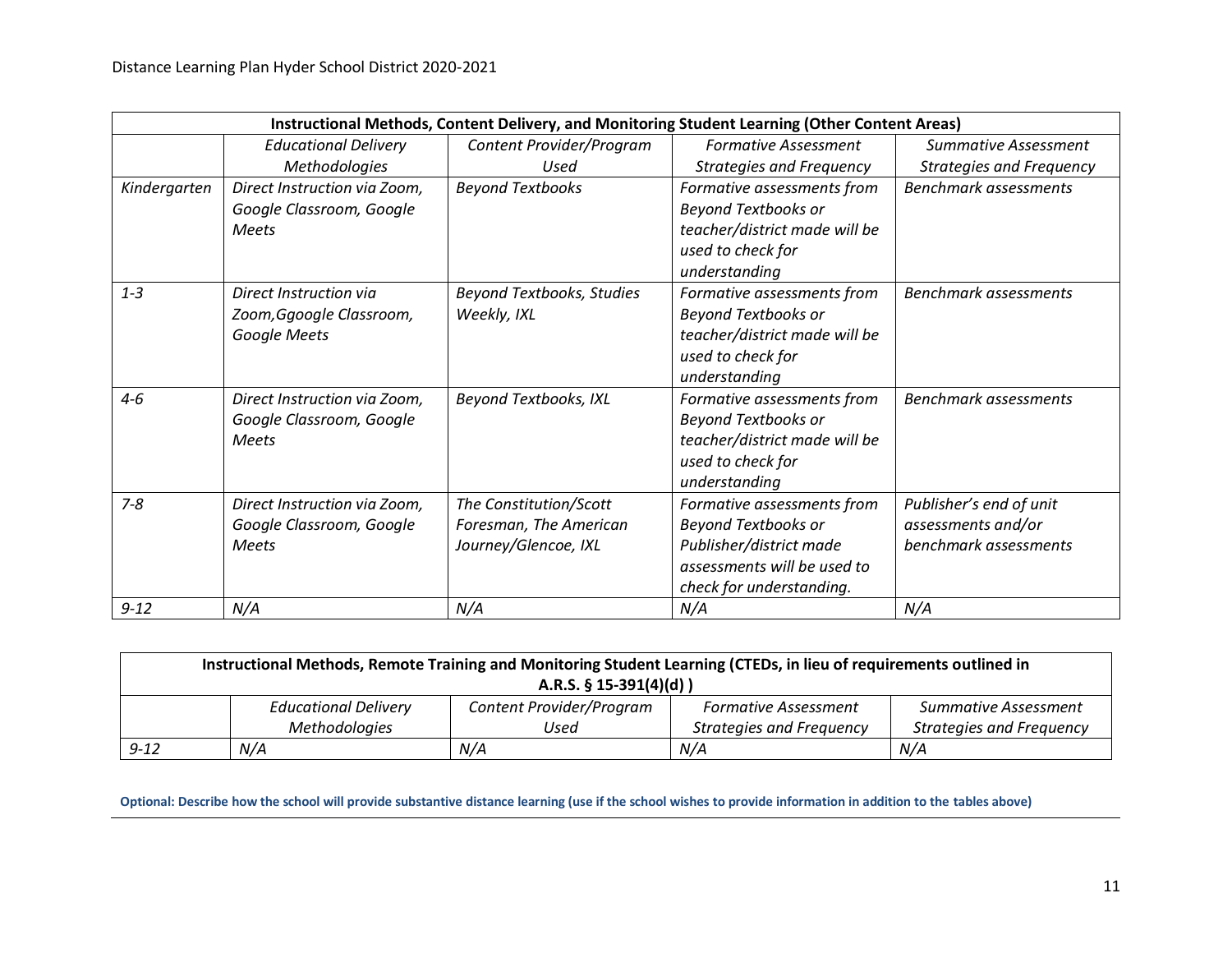| Instructional Methods, Content Delivery, and Monitoring Student Learning (Other Content Areas) | | | | |
|---|---|---|---|---|
| | *Educational Delivery Methodologies* | *Content Provider/Program Used* | *Formative Assessment Strategies and Frequency* | *Summative Assessment Strategies and Frequency* |
| *Kindergarten* | *Direct Instruction via Zoom, Google Classroom, Google Meets* | *Beyond Textbooks* | *Formative assessments from Beyond Textbooks or teacher/district made will be used to check for understanding* | *Benchmark assessments* |
| *1-3* | *Direct Instruction via Zoom,Ggoogle Classroom, Google Meets* | *Beyond Textbooks, Studies Weekly, IXL* | *Formative assessments from Beyond Textbooks or teacher/district made will be used to check for understanding* | *Benchmark assessments* |
| *4-6* | *Direct Instruction via Zoom, Google Classroom, Google Meets* | *Beyond Textbooks, IXL* | *Formative assessments from Beyond Textbooks or teacher/district made will be used to check for understanding* | *Benchmark assessments* |
| *7-8* | *Direct Instruction via Zoom, Google Classroom, Google Meets* | *The Constitution/Scott Foresman, The American Journey/Glencoe, IXL* | *Formative assessments from Beyond Textbooks or Publisher/district made assessments will be used to check for understanding.* | *Publisher's end of unit assessments and/or benchmark assessments* |
| *9-12* | *N/A* | *N/A* | *N/A* | *N/A* |

| Instructional Methods, Remote Training and Monitoring Student Learning (CTEDs, in lieu of requirements outlined in A.R.S. § 15-391(4)(d) ) | | | | |
|---|---|---|---|---|
| | *Educational Delivery Methodologies* | *Content Provider/Program Used* | *Formative Assessment Strategies and Frequency* | *Summative Assessment Strategies and Frequency* |
| *9-12* | *N/A* | *N/A* | *N/A* | *N/A* |

**Optional: Describe how the school will provide substantive distance learning (use if the school wishes to provide information in addition to the tables above)**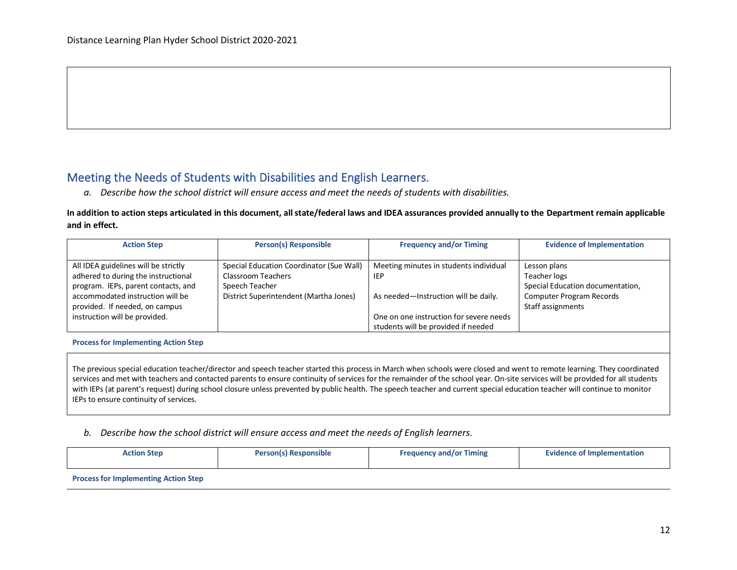## Meeting the Needs of Students with Disabilities and English Learners.

*a. Describe how the school district will ensure access and meet the needs of students with disabilities.*

**In addition to action steps articulated in this document, all state/federal laws and IDEA assurances provided annually to the Department remain applicable and in effect.**

| Action Step | Person(s) Responsible | Frequency and/or Timing | Evidence of Implementation |
|---|---|---|---|
| All IDEA guidelines will be strictly adhered to during the instructional program. IEPs, parent contacts, and accommodated instruction will be provided. If needed, on campus instruction will be provided. | Special Education Coordinator (Sue Wall)<br>Classroom Teachers<br>Speech Teacher<br>District Superintendent (Martha Jones) | Meeting minutes in students individual IEP<br><br>As needed—Instruction will be daily.<br><br>One on one instruction for severe needs students will be provided if needed | Lesson plans<br>Teacher logs<br>Special Education documentation,<br>Computer Program Records<br>Staff assignments |
| **Process for Implementing Action Step** | | | |
| The previous special education teacher/director and speech teacher started this process in March when schools were closed and went to remote learning. They coordinated services and met with teachers and contacted parents to ensure continuity of services for the remainder of the school year. On-site services will be provided for all students with IEPs (at parent's request) during school closure unless prevented by public health. The speech teacher and current special education teacher will continue to monitor IEPs to ensure continuity of services. | | | |

*b. Describe how the school district will ensure access and meet the needs of English learners.*

| Action Step | Person(s) Responsible | Frequency and/or Timing | Evidence of Implementation |
|---|---|---|---|
| **Process for Implementing Action Step** | | | |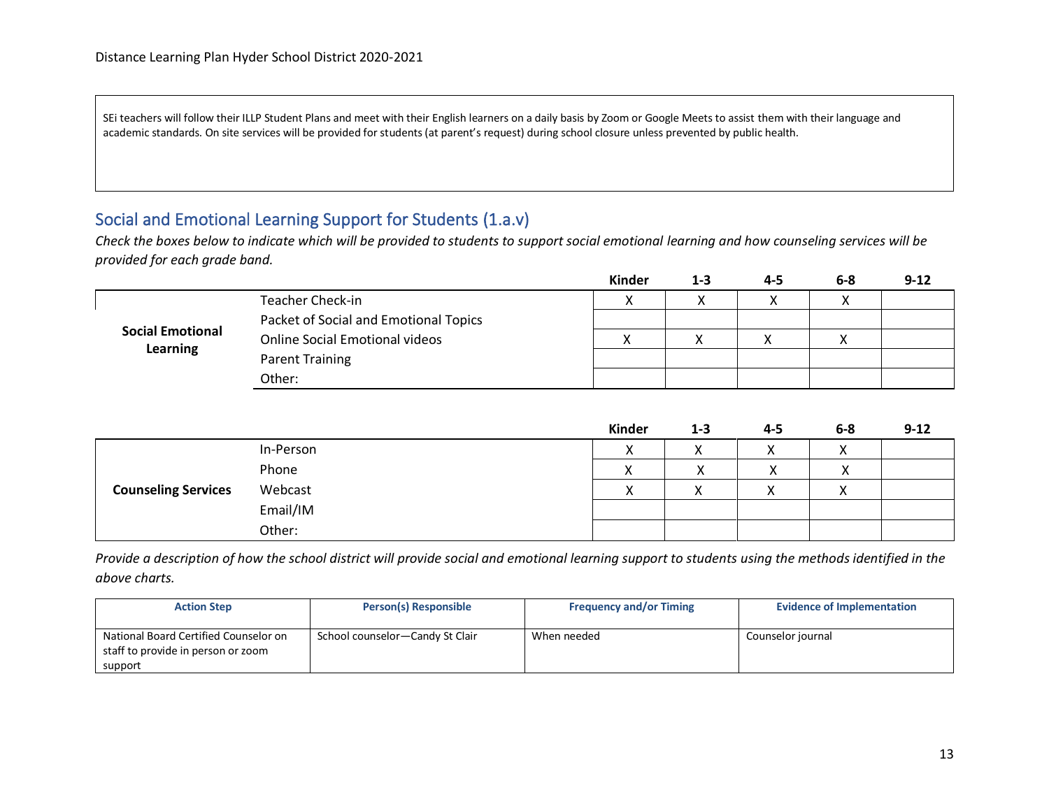SEi teachers will follow their ILLP Student Plans and meet with their English learners on a daily basis by Zoom or Google Meets to assist them with their language and academic standards. On site services will be provided for students (at parent's request) during school closure unless prevented by public health.

## Social and Emotional Learning Support for Students (1.a.v)

*Check the boxes below to indicate which will be provided to students to support social emotional learning and how counseling services will be provided for each grade band.*

| | | Kinder | 1-3 | 4-5 | 6-8 | 9-12 |
|---|---|---|---|---|---|---|
| **Social Emotional Learning** | Teacher Check-in | X | X | X | X | |
| | Packet of Social and Emotional Topics | | | | | |
| | Online Social Emotional videos | X | X | X | X | |
| | Parent Training | | | | | |
| | Other: | | | | | |

| | | Kinder | 1-3 | 4-5 | 6-8 | 9-12 |
|---|---|---|---|---|---|---|
| **Counseling Services** | In-Person | X | X | X | X | |
| | Phone | X | X | X | X | |
| | Webcast | X | X | X | X | |
| | Email/IM | | | | | |
| | Other: | | | | | |

*Provide a description of how the school district will provide social and emotional learning support to students using the methods identified in the above charts.*

| Action Step | Person(s) Responsible | Frequency and/or Timing | Evidence of Implementation |
|---|---|---|---|
| National Board Certified Counselor on staff to provide in person or zoom support | School counselor—Candy St Clair | When needed | Counselor journal |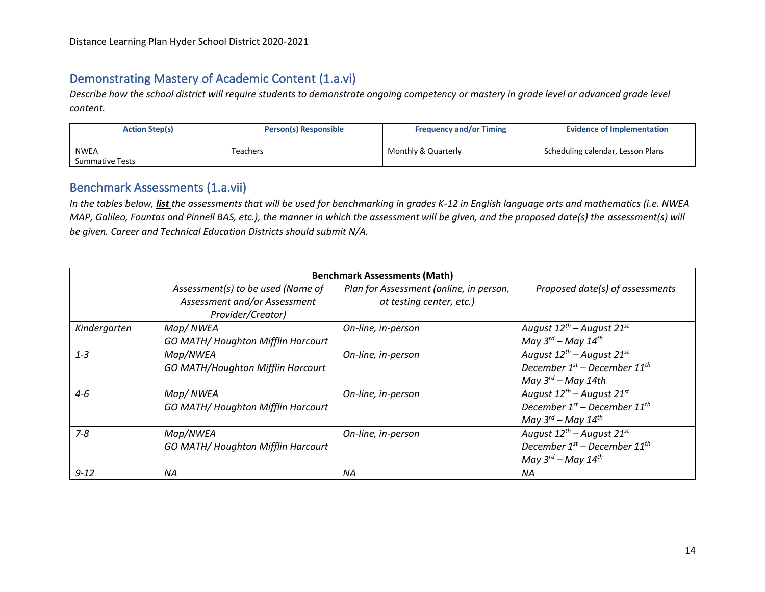## Demonstrating Mastery of Academic Content (1.a.vi)

*Describe how the school district will require students to demonstrate ongoing competency or mastery in grade level or advanced grade level content.*

| Action Step(s) | Person(s) Responsible | Frequency and/or Timing | Evidence of Implementation |
|---|---|---|---|
| NWEA<br>Summative Tests | Teachers | Monthly & Quarterly | Scheduling calendar, Lesson Plans |

## Benchmark Assessments (1.a.vii)

*In the tables below, **list** the assessments that will be used for benchmarking in grades K-12 in English language arts and mathematics (i.e. NWEA MAP, Galileo, Fountas and Pinnell BAS, etc.), the manner in which the assessment will be given, and the proposed date(s) the assessment(s) will be given. Career and Technical Education Districts should submit N/A.*

| **Benchmark Assessments (Math)** | | | |
|---|---|---|---|
| | *Assessment(s) to be used (Name of Assessment and/or Assessment Provider/Creator)* | *Plan for Assessment (online, in person, at testing center, etc.)* | *Proposed date(s) of assessments* |
| *Kindergarten* | *Map/ NWEA*<br>*GO MATH/ Houghton Mifflin Harcourt* | *On-line, in-person* | *August 12th – August 21st*<br>*May 3rd – May 14th* |
| *1-3* | *Map/NWEA*<br>*GO MATH/Houghton Mifflin Harcourt* | *On-line, in-person* | *August 12th – August 21st*<br>*December 1st – December 11th*<br>*May 3rd – May 14th* |
| *4-6* | *Map/ NWEA*<br>*GO MATH/ Houghton Mifflin Harcourt* | *On-line, in-person* | *August 12th – August 21st*<br>*December 1st – December 11th*<br>*May 3rd – May 14th* |
| *7-8* | *Map/NWEA*<br>*GO MATH/ Houghton Mifflin Harcourt* | *On-line, in-person* | *August 12th – August 21st*<br>*December 1st – December 11th*<br>*May 3rd – May 14th* |
| *9-12* | *NA* | *NA* | *NA* |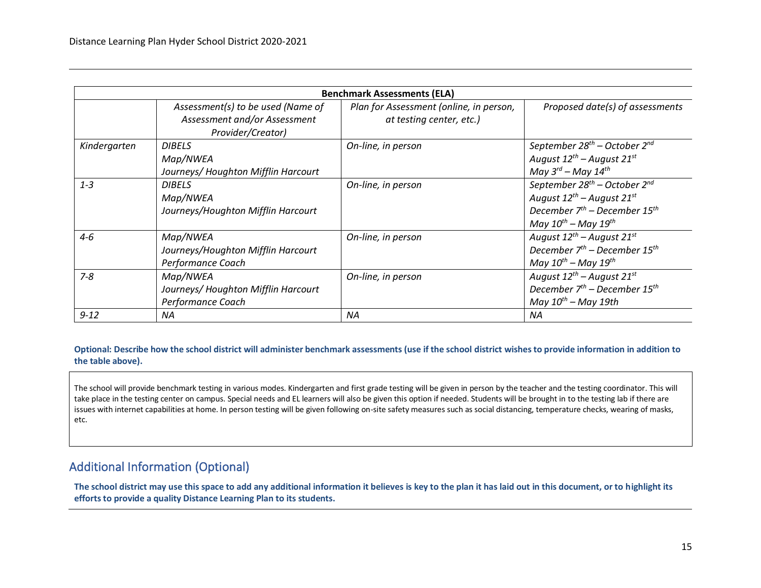| Benchmark Assessments (ELA) | | | |
|---|---|---|---|
| | *Assessment(s) to be used (Name of Assessment and/or Assessment Provider/Creator)* | *Plan for Assessment (online, in person, at testing center, etc.)* | *Proposed date(s) of assessments* |
| *Kindergarten* | *DIBELS*<br>*Map/NWEA*<br>*Journeys/ Houghton Mifflin Harcourt* | *On-line, in person* | *September 28th – October 2nd*<br>*August 12th – August 21st*<br>*May 3rd – May 14th* |
| *1-3* | *DIBELS*<br>*Map/NWEA*<br>*Journeys/Houghton Mifflin Harcourt* | *On-line, in person* | *September 28th – October 2nd*<br>*August 12th – August 21st*<br>*December 7th – December 15th*<br>*May 10th – May 19th* |
| *4-6* | *Map/NWEA*<br>*Journeys/Houghton Mifflin Harcourt*<br>*Performance Coach* | *On-line, in person* | *August 12th – August 21st*<br>*December 7th – December 15th*<br>*May 10th – May 19th* |
| *7-8* | *Map/NWEA*<br>*Journeys/ Houghton Mifflin Harcourt*<br>*Performance Coach* | *On-line, in person* | *August 12th – August 21st*<br>*December 7th – December 15th*<br>*May 10th – May 19th* |
| *9-12* | *NA* | *NA* | *NA* |

**Optional: Describe how the school district will administer benchmark assessments (use if the school district wishes to provide information in addition to the table above).**

The school will provide benchmark testing in various modes. Kindergarten and first grade testing will be given in person by the teacher and the testing coordinator. This will take place in the testing center on campus. Special needs and EL learners will also be given this option if needed. Students will be brought in to the testing lab if there are issues with internet capabilities at home. In person testing will be given following on-site safety measures such as social distancing, temperature checks, wearing of masks, etc.

## Additional Information (Optional)

**The school district may use this space to add any additional information it believes is key to the plan it has laid out in this document, or to highlight its efforts to provide a quality Distance Learning Plan to its students.**